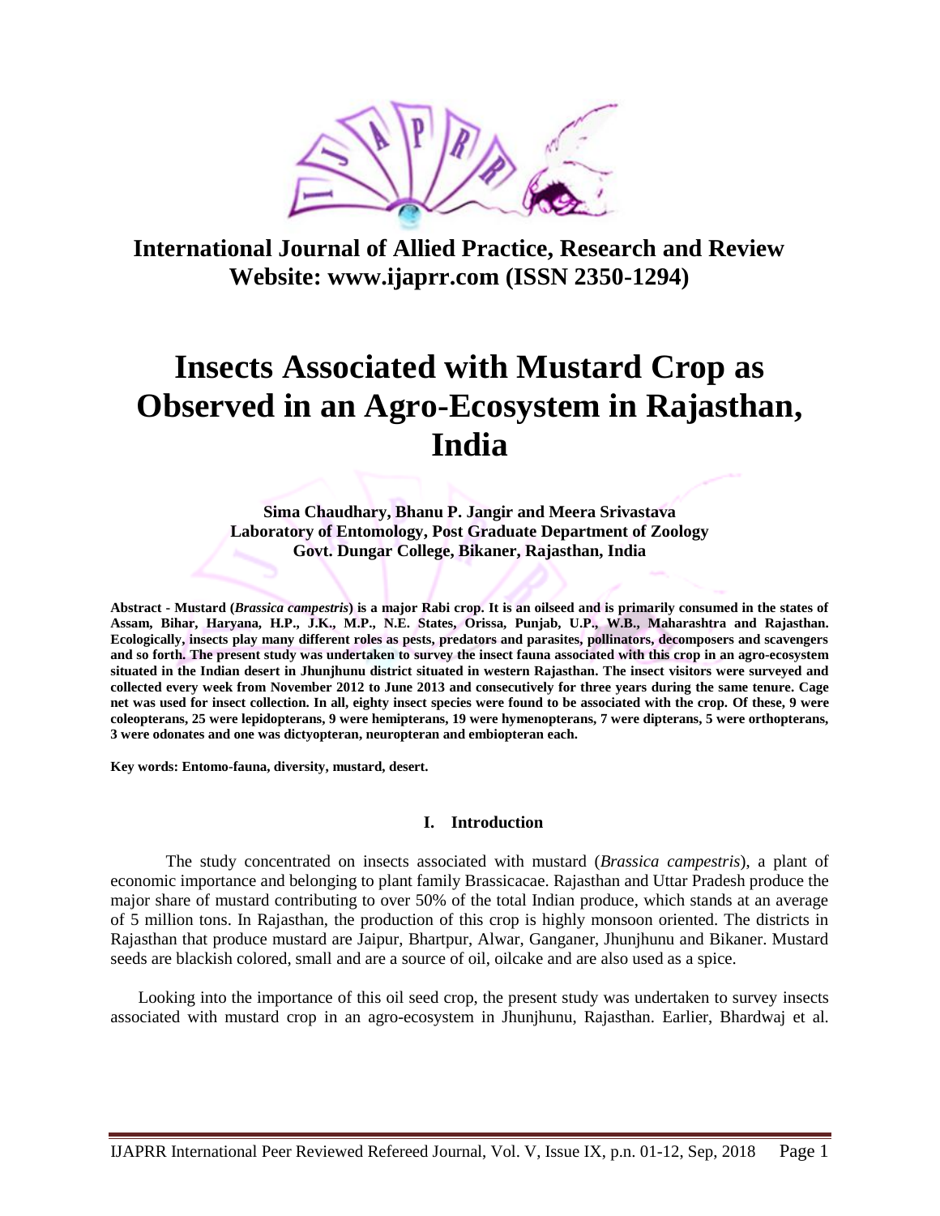**International Journal of Allied Practice, Research and Review**
**Website: www.ijaprr.com (ISSN 2350-1294)**

# Insects Associated with Mustard Crop as Observed in an Agro-Ecosystem in Rajasthan, India

**Sima Chaudhary, Bhanu P. Jangir and Meera Srivastava**
**Laboratory of Entomology, Post Graduate Department of Zoology**
**Govt. Dungar College, Bikaner, Rajasthan, India**

**Abstract - Mustard (*Brassica campestris*) is a major Rabi crop. It is an oilseed and is primarily consumed in the states of Assam, Bihar, Haryana, H.P., J.K., M.P., N.E. States, Orissa, Punjab, U.P., W.B., Maharashtra and Rajasthan. Ecologically, insects play many different roles as pests, predators and parasites, pollinators, decomposers and scavengers and so forth. The present study was undertaken to survey the insect fauna associated with this crop in an agro-ecosystem situated in the Indian desert in Jhunjhunu district situated in western Rajasthan. The insect visitors were surveyed and collected every week from November 2012 to June 2013 and consecutively for three years during the same tenure. Cage net was used for insect collection. In all, eighty insect species were found to be associated with the crop. Of these, 9 were coleopterans, 25 were lepidopterans, 9 were hemipterans, 19 were hymenopterans, 7 were dipterans, 5 were orthopterans, 3 were odonates and one was dictyopteran, neuropteran and embiopteran each.**

**Key words: Entomo-fauna, diversity, mustard, desert.**

## I. Introduction

The study concentrated on insects associated with mustard (*Brassica campestris*), a plant of economic importance and belonging to plant family Brassicacae. Rajasthan and Uttar Pradesh produce the major share of mustard contributing to over 50% of the total Indian produce, which stands at an average of 5 million tons. In Rajasthan, the production of this crop is highly monsoon oriented. The districts in Rajasthan that produce mustard are Jaipur, Bhartpur, Alwar, Ganganer, Jhunjhunu and Bikaner. Mustard seeds are blackish colored, small and are a source of oil, oilcake and are also used as a spice.

Looking into the importance of this oil seed crop, the present study was undertaken to survey insects associated with mustard crop in an agro-ecosystem in Jhunjhunu, Rajasthan. Earlier, Bhardwaj et al.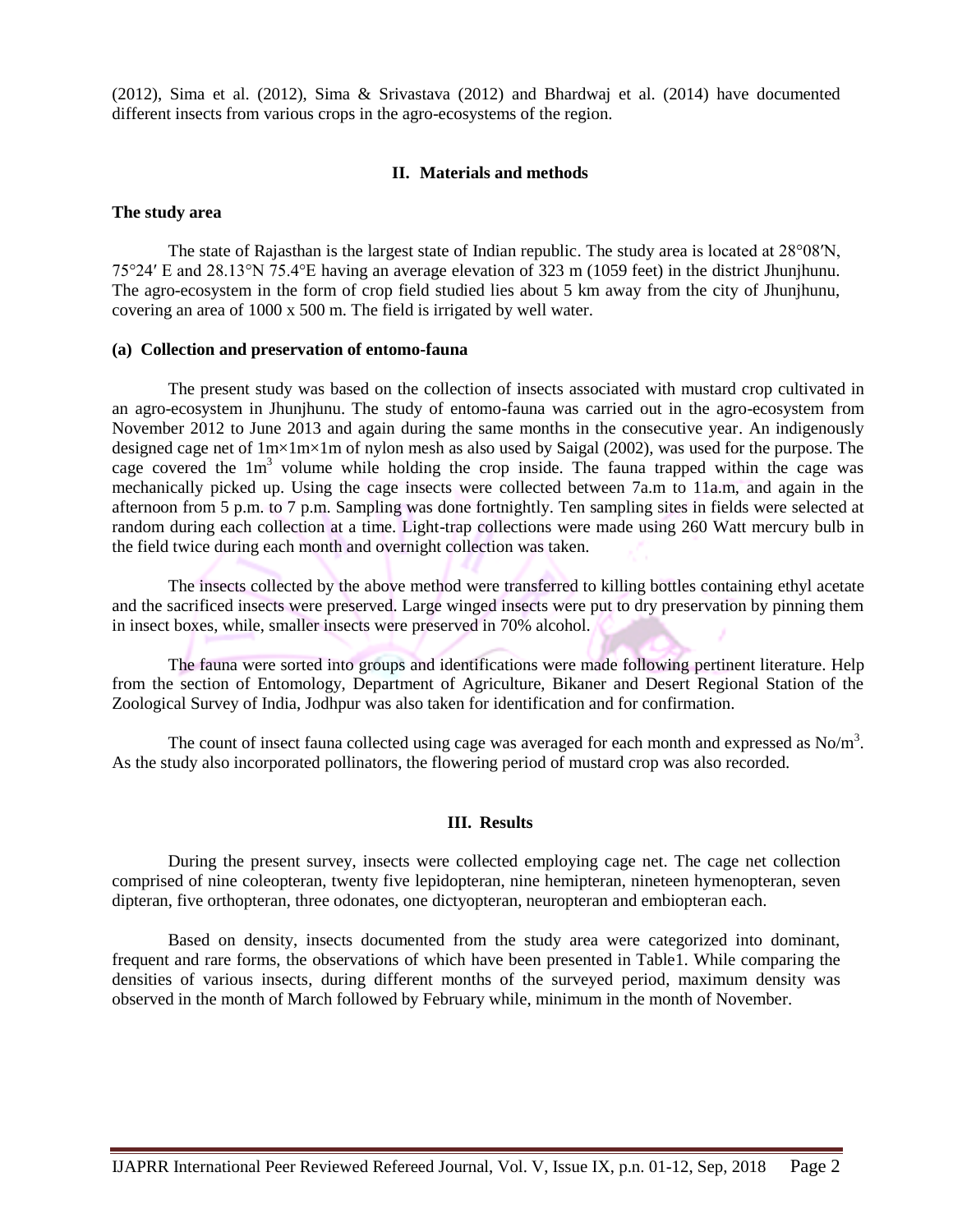(2012), Sima et al. (2012), Sima & Srivastava (2012) and Bhardwaj et al. (2014) have documented different insects from various crops in the agro-ecosystems of the region.

## II. Materials and methods

### The study area

The state of Rajasthan is the largest state of Indian republic. The study area is located at 28°08′N, 75°24′ E and 28.13°N 75.4°E having an average elevation of 323 m (1059 feet) in the district Jhunjhunu. The agro-ecosystem in the form of crop field studied lies about 5 km away from the city of Jhunjhunu, covering an area of 1000 x 500 m. The field is irrigated by well water.

### (a) Collection and preservation of entomo-fauna

The present study was based on the collection of insects associated with mustard crop cultivated in an agro-ecosystem in Jhunjhunu. The study of entomo-fauna was carried out in the agro-ecosystem from November 2012 to June 2013 and again during the same months in the consecutive year. An indigenously designed cage net of 1m×1m×1m of nylon mesh as also used by Saigal (2002), was used for the purpose. The cage covered the $1m^3$ volume while holding the crop inside. The fauna trapped within the cage was mechanically picked up. Using the cage insects were collected between 7a.m to 11a.m, and again in the afternoon from 5 p.m. to 7 p.m. Sampling was done fortnightly. Ten sampling sites in fields were selected at random during each collection at a time. Light-trap collections were made using 260 Watt mercury bulb in the field twice during each month and overnight collection was taken.

The insects collected by the above method were transferred to killing bottles containing ethyl acetate and the sacrificed insects were preserved. Large winged insects were put to dry preservation by pinning them in insect boxes, while, smaller insects were preserved in 70% alcohol.

The fauna were sorted into groups and identifications were made following pertinent literature. Help from the section of Entomology, Department of Agriculture, Bikaner and Desert Regional Station of the Zoological Survey of India, Jodhpur was also taken for identification and for confirmation.

The count of insect fauna collected using cage was averaged for each month and expressed as $No/m^3$. As the study also incorporated pollinators, the flowering period of mustard crop was also recorded.

## III. Results

During the present survey, insects were collected employing cage net. The cage net collection comprised of nine coleopteran, twenty five lepidopteran, nine hemipteran, nineteen hymenopteran, seven dipteran, five orthopteran, three odonates, one dictyopteran, neuropteran and embiopteran each.

Based on density, insects documented from the study area were categorized into dominant, frequent and rare forms, the observations of which have been presented in Table1. While comparing the densities of various insects, during different months of the surveyed period, maximum density was observed in the month of March followed by February while, minimum in the month of November.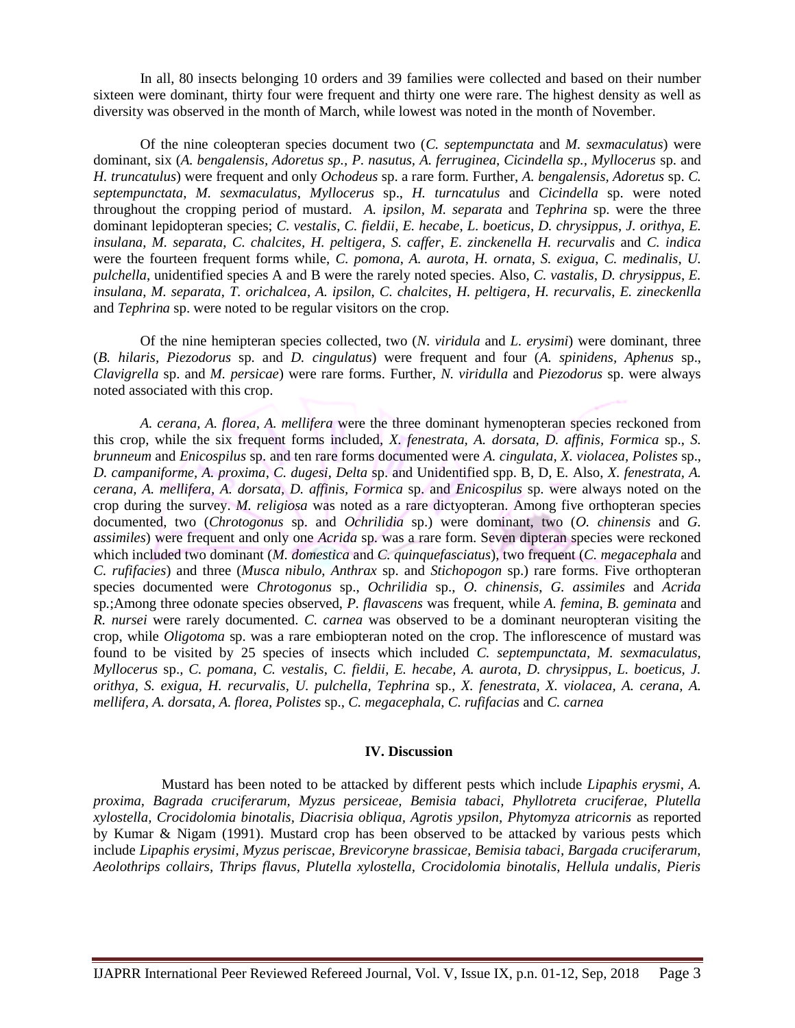In all, 80 insects belonging 10 orders and 39 families were collected and based on their number sixteen were dominant, thirty four were frequent and thirty one were rare. The highest density as well as diversity was observed in the month of March, while lowest was noted in the month of November.

Of the nine coleopteran species document two (*C. septempunctata* and *M. sexmaculatus*) were dominant, six (*A. bengalensis, Adoretus sp., P. nasutus, A. ferruginea, Cicindella sp., Myllocerus* sp. and *H. truncatulus*) were frequent and only *Ochodeus* sp. a rare form. Further, *A. bengalensis, Adoretus* sp. *C. septempunctata, M. sexmaculatus, Myllocerus* sp., *H. turncatulus* and *Cicindella* sp. were noted throughout the cropping period of mustard. *A. ipsilon, M. separata* and *Tephrina* sp. were the three dominant lepidopteran species; *C. vestalis, C. fieldii, E. hecabe, L. boeticus, D. chrysippus, J. orithya, E. insulana, M. separata, C. chalcites, H. peltigera, S. caffer, E. zinckenella H. recurvalis* and *C. indica* were the fourteen frequent forms while, *C. pomona, A. aurota, H. ornata, S. exigua, C. medinalis, U. pulchella*, unidentified species A and B were the rarely noted species. Also, *C. vastalis, D. chrysippus, E. insulana, M. separata, T. orichalcea, A. ipsilon, C. chalcites, H. peltigera, H. recurvalis, E. zineckenlla* and *Tephrina* sp. were noted to be regular visitors on the crop.

Of the nine hemipteran species collected, two (*N. viridula* and *L. erysimi*) were dominant, three (*B. hilaris, Piezodorus* sp. and *D. cingulatus*) were frequent and four (*A. spinidens, Aphenus* sp., *Clavigrella* sp. and *M. persicae*) were rare forms. Further, *N. viridulla* and *Piezodorus* sp. were always noted associated with this crop.

*A. cerana, A. florea, A. mellifera* were the three dominant hymenopteran species reckoned from this crop, while the six frequent forms included, *X. fenestrata, A. dorsata, D. affinis, Formica* sp., *S. brunneum* and *Enicospilus* sp. and ten rare forms documented were *A. cingulata, X. violacea, Polistes* sp., *D. campaniforme, A. proxima, C. dugesi, Delta* sp. and Unidentified spp. B, D, E. Also, *X. fenestrata, A. cerana, A. mellifera, A. dorsata, D. affinis, Formica* sp. and *Enicospilus* sp. were always noted on the crop during the survey. *M. religiosa* was noted as a rare dictyopteran. Among five orthopteran species documented, two (*Chrotogonus* sp. and *Ochrilidia* sp.) were dominant, two (*O. chinensis* and *G. assimiles*) were frequent and only one *Acrida* sp. was a rare form. Seven dipteran species were reckoned which included two dominant (*M. domestica* and *C. quinquefasciatus*), two frequent (*C. megacephala* and *C. rufifacies*) and three (*Musca nibulo, Anthrax* sp. and *Stichopogon* sp.) rare forms. Five orthopteran species documented were *Chrotogonus* sp., *Ochrilidia* sp., *O. chinensis, G. assimiles* and *Acrida* sp.;Among three odonate species observed, *P. flavascens* was frequent, while *A. femina, B. geminata* and *R. nursei* were rarely documented. *C. carnea* was observed to be a dominant neuropteran visiting the crop, while *Oligotoma* sp. was a rare embiopteran noted on the crop. The inflorescence of mustard was found to be visited by 25 species of insects which included *C. septempunctata, M. sexmaculatus, Myllocerus* sp., *C. pomana, C. vestalis, C. fieldii, E. hecabe, A. aurota, D. chrysippus, L. boeticus, J. orithya, S. exigua, H. recurvalis, U. pulchella, Tephrina* sp., *X. fenestrata, X. violacea, A. cerana, A. mellifera, A. dorsata, A. florea, Polistes* sp., *C. megacephala, C. rufifacias* and *C. carnea*

## IV. Discussion

Mustard has been noted to be attacked by different pests which include *Lipaphis erysmi, A. proxima, Bagrada cruciferarum, Myzus persiceae, Bemisia tabaci, Phyllotreta cruciferae, Plutella xylostella, Crocidolomia binotalis, Diacrisia obliqua, Agrotis ypsilon, Phytomyza atricornis* as reported by Kumar & Nigam (1991). Mustard crop has been observed to be attacked by various pests which include *Lipaphis erysimi, Myzus periscae, Brevicoryne brassicae, Bemisia tabaci, Bargada cruciferarum, Aeolothrips collairs, Thrips flavus, Plutella xylostella, Crocidolomia binotalis, Hellula undalis, Pieris*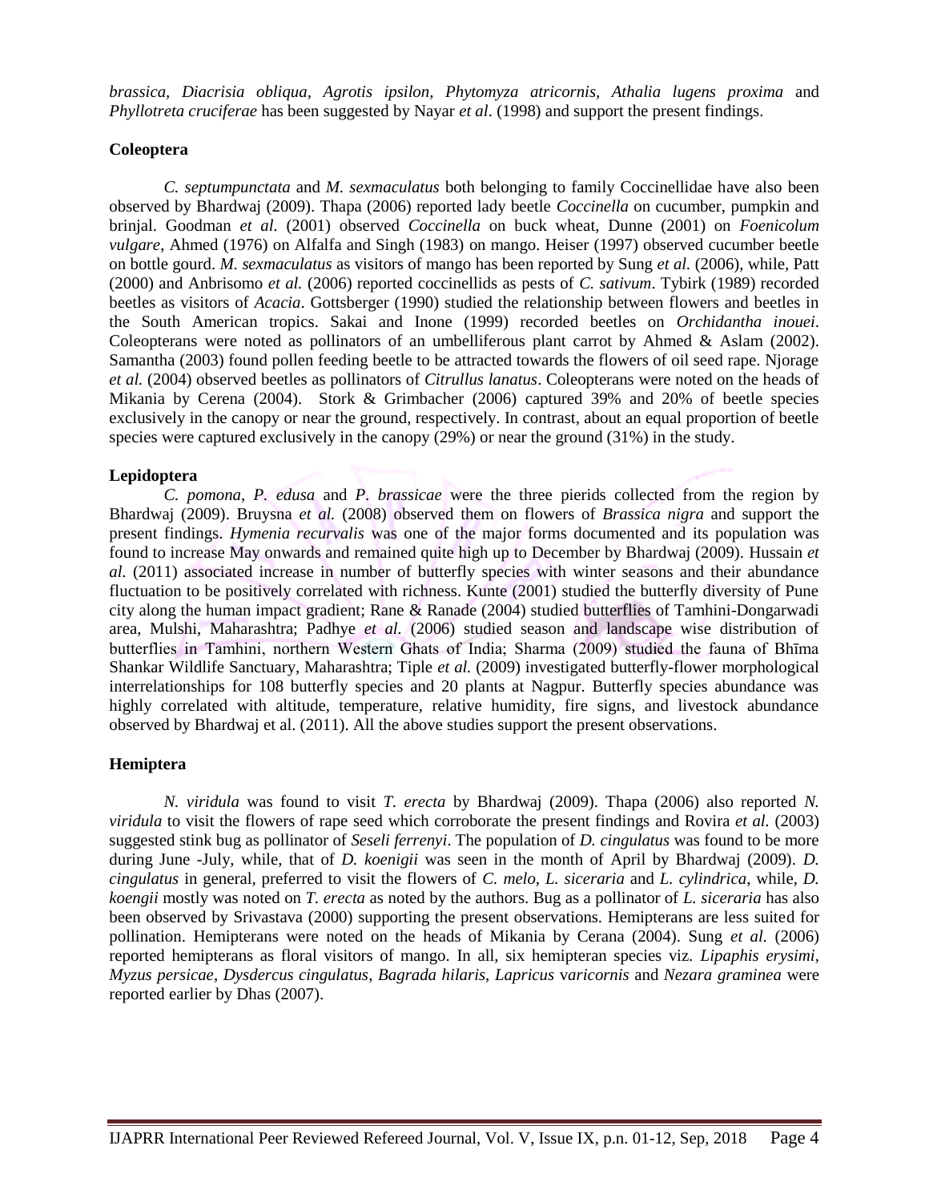*brassica, Diacrisia obliqua, Agrotis ipsilon, Phytomyza atricornis, Athalia lugens proxima* and *Phyllotreta cruciferae* has been suggested by Nayar *et al*. (1998) and support the present findings.

**Coleoptera**

*C. septumpunctata* and *M. sexmaculatus* both belonging to family Coccinellidae have also been observed by Bhardwaj (2009). Thapa (2006) reported lady beetle *Coccinella* on cucumber, pumpkin and brinjal. Goodman *et al.* (2001) observed *Coccinella* on buck wheat, Dunne (2001) on *Foenicolum vulgare*, Ahmed (1976) on Alfalfa and Singh (1983) on mango. Heiser (1997) observed cucumber beetle on bottle gourd. *M. sexmaculatus* as visitors of mango has been reported by Sung *et al.* (2006), while, Patt (2000) and Anbrisomo *et al.* (2006) reported coccinellids as pests of *C. sativum*. Tybirk (1989) recorded beetles as visitors of *Acacia*. Gottsberger (1990) studied the relationship between flowers and beetles in the South American tropics. Sakai and Inone (1999) recorded beetles on *Orchidantha inouei*. Coleopterans were noted as pollinators of an umbelliferous plant carrot by Ahmed & Aslam (2002). Samantha (2003) found pollen feeding beetle to be attracted towards the flowers of oil seed rape. Njorage *et al.* (2004) observed beetles as pollinators of *Citrullus lanatus*. Coleopterans were noted on the heads of Mikania by Cerena (2004). Stork & Grimbacher (2006) captured 39% and 20% of beetle species exclusively in the canopy or near the ground, respectively. In contrast, about an equal proportion of beetle species were captured exclusively in the canopy (29%) or near the ground (31%) in the study.

**Lepidoptera**

*C. pomona*, *P. edusa* and *P. brassicae* were the three pierids collected from the region by Bhardwaj (2009). Bruysna *et al.* (2008) observed them on flowers of *Brassica nigra* and support the present findings. *Hymenia recurvalis* was one of the major forms documented and its population was found to increase May onwards and remained quite high up to December by Bhardwaj (2009). Hussain *et al.* (2011) associated increase in number of butterfly species with winter seasons and their abundance fluctuation to be positively correlated with richness. Kunte (2001) studied the butterfly diversity of Pune city along the human impact gradient; Rane & Ranade (2004) studied butterflies of Tamhini-Dongarwadi area, Mulshi, Maharashtra; Padhye *et al.* (2006) studied season and landscape wise distribution of butterflies in Tamhini, northern Western Ghats of India; Sharma (2009) studied the fauna of Bhīma Shankar Wildlife Sanctuary, Maharashtra; Tiple *et al.* (2009) investigated butterfly-flower morphological interrelationships for 108 butterfly species and 20 plants at Nagpur. Butterfly species abundance was highly correlated with altitude, temperature, relative humidity, fire signs, and livestock abundance observed by Bhardwaj et al. (2011). All the above studies support the present observations.

**Hemiptera**

*N. viridula* was found to visit *T. erecta* by Bhardwaj (2009). Thapa (2006) also reported *N. viridula* to visit the flowers of rape seed which corroborate the present findings and Rovira *et al.* (2003) suggested stink bug as pollinator of *Seseli ferrenyi*. The population of *D. cingulatus* was found to be more during June -July, while, that of *D. koenigii* was seen in the month of April by Bhardwaj (2009). *D. cingulatus* in general, preferred to visit the flowers of *C. melo*, *L. siceraria* and *L. cylindrica*, while, *D. koengii* mostly was noted on *T. erecta* as noted by the authors. Bug as a pollinator of *L. siceraria* has also been observed by Srivastava (2000) supporting the present observations. Hemipterans are less suited for pollination. Hemipterans were noted on the heads of Mikania by Cerana (2004). Sung *et al.* (2006) reported hemipterans as floral visitors of mango. In all, six hemipteran species viz. *Lipaphis erysimi*, *Myzus persicae*, *Dysdercus cingulatus*, *Bagrada hilaris*, *Lapricus varicornis* and *Nezara graminea* were reported earlier by Dhas (2007).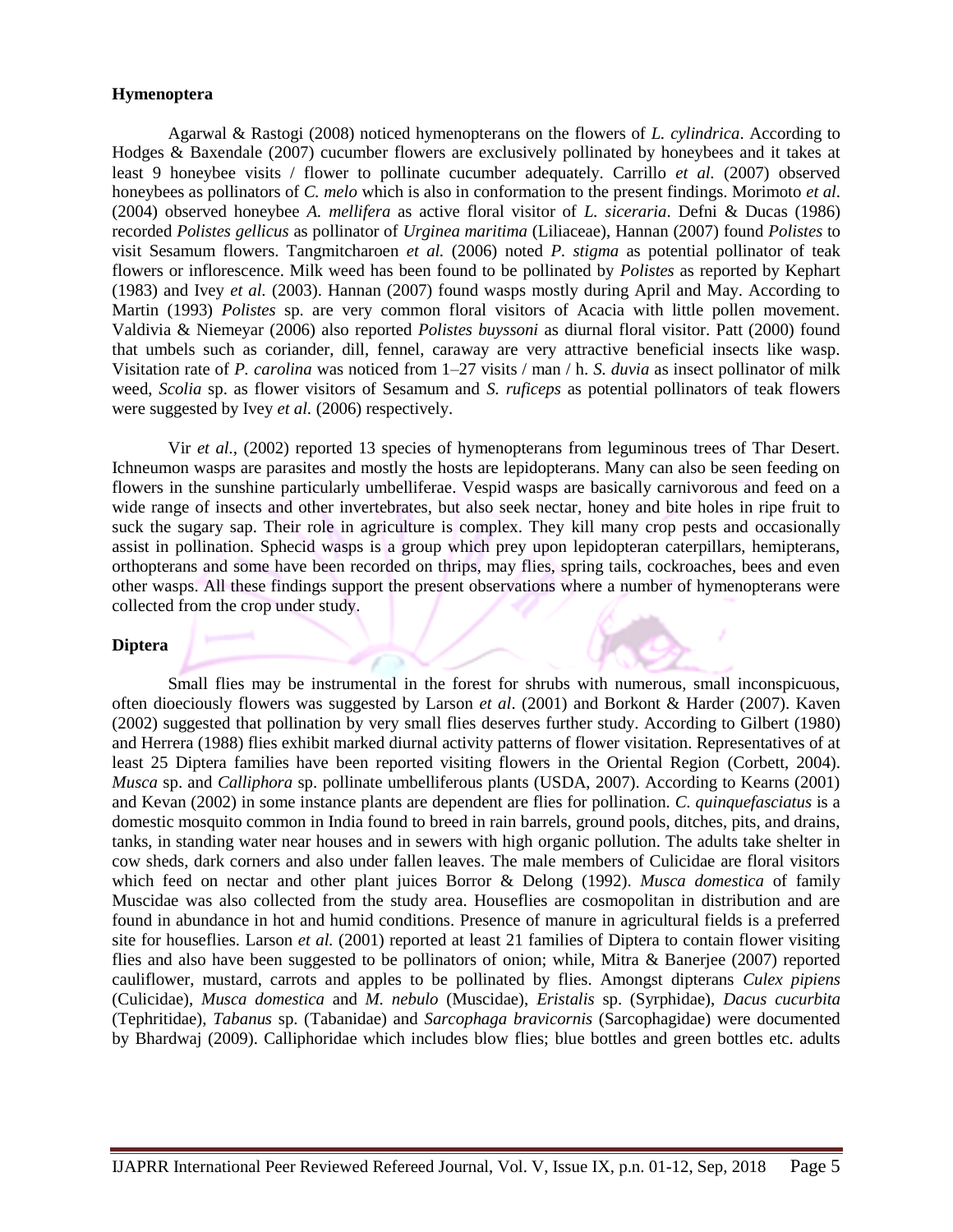**Hymenoptera**

Agarwal & Rastogi (2008) noticed hymenopterans on the flowers of *L. cylindrica*. According to Hodges & Baxendale (2007) cucumber flowers are exclusively pollinated by honeybees and it takes at least 9 honeybee visits / flower to pollinate cucumber adequately. Carrillo *et al.* (2007) observed honeybees as pollinators of *C. melo* which is also in conformation to the present findings. Morimoto *et al*. (2004) observed honeybee *A. mellifera* as active floral visitor of *L. siceraria*. Defni & Ducas (1986) recorded *Polistes gellicus* as pollinator of *Urginea maritima* (Liliaceae), Hannan (2007) found *Polistes* to visit Sesamum flowers. Tangmitcharoen *et al.* (2006) noted *P. stigma* as potential pollinator of teak flowers or inflorescence. Milk weed has been found to be pollinated by *Polistes* as reported by Kephart (1983) and Ivey *et al.* (2003). Hannan (2007) found wasps mostly during April and May. According to Martin (1993) *Polistes* sp. are very common floral visitors of Acacia with little pollen movement. Valdivia & Niemeyar (2006) also reported *Polistes buyssoni* as diurnal floral visitor. Patt (2000) found that umbels such as coriander, dill, fennel, caraway are very attractive beneficial insects like wasp. Visitation rate of *P. carolina* was noticed from 1–27 visits / man / h. *S. duvia* as insect pollinator of milk weed, *Scolia* sp. as flower visitors of Sesamum and *S. ruficeps* as potential pollinators of teak flowers were suggested by Ivey *et al.* (2006) respectively.

Vir *et al.,* (2002) reported 13 species of hymenopterans from leguminous trees of Thar Desert. Ichneumon wasps are parasites and mostly the hosts are lepidopterans. Many can also be seen feeding on flowers in the sunshine particularly umbelliferae. Vespid wasps are basically carnivorous and feed on a wide range of insects and other invertebrates, but also seek nectar, honey and bite holes in ripe fruit to suck the sugary sap. Their role in agriculture is complex. They kill many crop pests and occasionally assist in pollination. Sphecid wasps is a group which prey upon lepidopteran caterpillars, hemipterans, orthopterans and some have been recorded on thrips, may flies, spring tails, cockroaches, bees and even other wasps. All these findings support the present observations where a number of hymenopterans were collected from the crop under study.

**Diptera**

Small flies may be instrumental in the forest for shrubs with numerous, small inconspicuous, often dioeciously flowers was suggested by Larson *et al*. (2001) and Borkont & Harder (2007). Kaven (2002) suggested that pollination by very small flies deserves further study. According to Gilbert (1980) and Herrera (1988) flies exhibit marked diurnal activity patterns of flower visitation. Representatives of at least 25 Diptera families have been reported visiting flowers in the Oriental Region (Corbett, 2004). *Musca* sp. and *Calliphora* sp. pollinate umbelliferous plants (USDA, 2007). According to Kearns (2001) and Kevan (2002) in some instance plants are dependent are flies for pollination. *C. quinquefasciatus* is a domestic mosquito common in India found to breed in rain barrels, ground pools, ditches, pits, and drains, tanks, in standing water near houses and in sewers with high organic pollution. The adults take shelter in cow sheds, dark corners and also under fallen leaves. The male members of Culicidae are floral visitors which feed on nectar and other plant juices Borror & Delong (1992). *Musca domestica* of family Muscidae was also collected from the study area. Houseflies are cosmopolitan in distribution and are found in abundance in hot and humid conditions. Presence of manure in agricultural fields is a preferred site for houseflies. Larson *et al.* (2001) reported at least 21 families of Diptera to contain flower visiting flies and also have been suggested to be pollinators of onion; while, Mitra & Banerjee (2007) reported cauliflower, mustard, carrots and apples to be pollinated by flies. Amongst dipterans *Culex pipiens* (Culicidae), *Musca domestica* and *M. nebulo* (Muscidae), *Eristalis* sp. (Syrphidae), *Dacus cucurbita* (Tephritidae), *Tabanus* sp. (Tabanidae) and *Sarcophaga bravicornis* (Sarcophagidae) were documented by Bhardwaj (2009). Calliphoridae which includes blow flies; blue bottles and green bottles etc. adults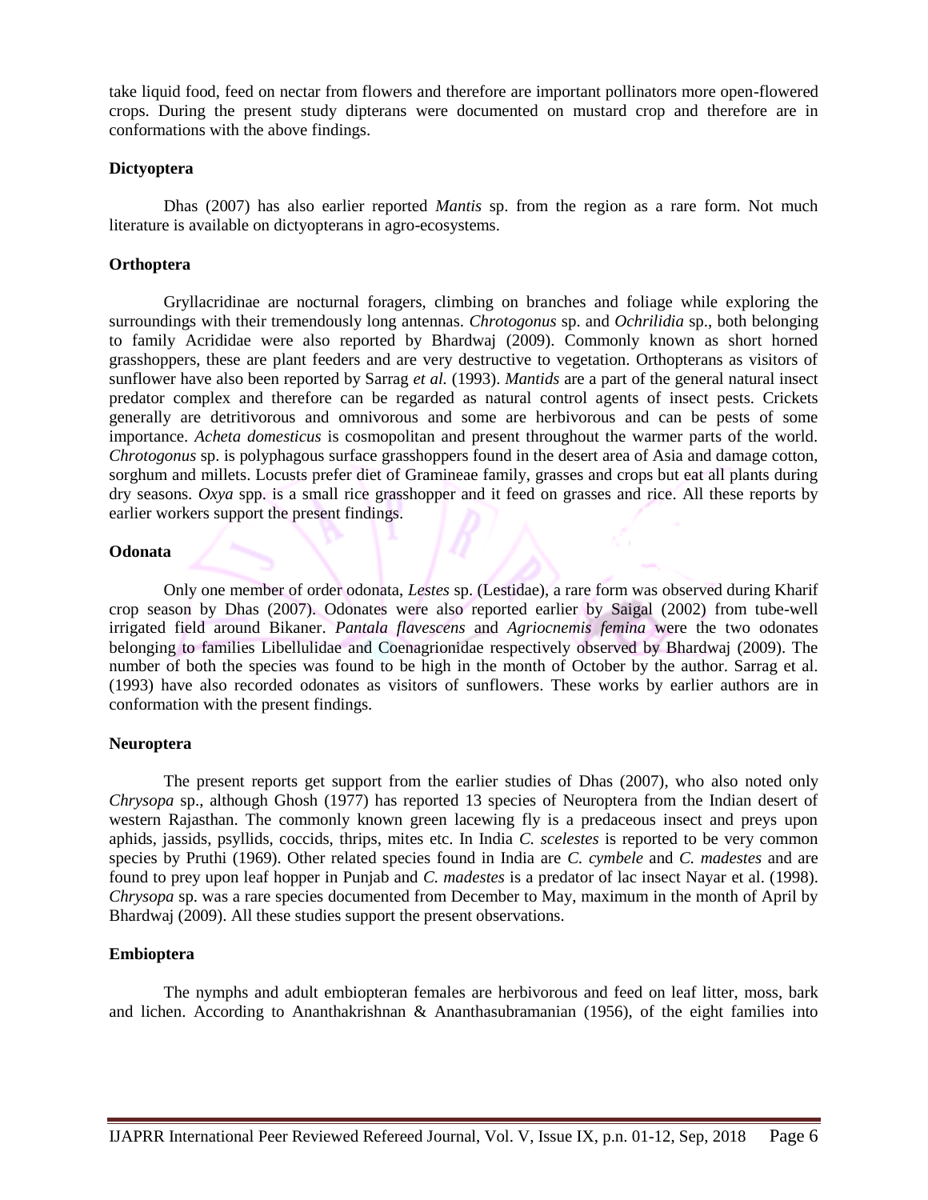take liquid food, feed on nectar from flowers and therefore are important pollinators more open-flowered crops. During the present study dipterans were documented on mustard crop and therefore are in conformations with the above findings.

**Dictyoptera**

Dhas (2007) has also earlier reported *Mantis* sp. from the region as a rare form. Not much literature is available on dictyopterans in agro-ecosystems.

**Orthoptera**

Gryllacridinae are nocturnal foragers, climbing on branches and foliage while exploring the surroundings with their tremendously long antennas. *Chrotogonus* sp. and *Ochrilidia* sp., both belonging to family Acrididae were also reported by Bhardwaj (2009). Commonly known as short horned grasshoppers, these are plant feeders and are very destructive to vegetation. Orthopterans as visitors of sunflower have also been reported by Sarrag *et al.* (1993). *Mantids* are a part of the general natural insect predator complex and therefore can be regarded as natural control agents of insect pests. Crickets generally are detritivorous and omnivorous and some are herbivorous and can be pests of some importance. *Acheta domesticus* is cosmopolitan and present throughout the warmer parts of the world. *Chrotogonus* sp. is polyphagous surface grasshoppers found in the desert area of Asia and damage cotton, sorghum and millets. Locusts prefer diet of Gramineae family, grasses and crops but eat all plants during dry seasons. *Oxya* spp. is a small rice grasshopper and it feed on grasses and rice. All these reports by earlier workers support the present findings.

**Odonata**

Only one member of order odonata, *Lestes* sp. (Lestidae), a rare form was observed during Kharif crop season by Dhas (2007). Odonates were also reported earlier by Saigal (2002) from tube-well irrigated field around Bikaner. *Pantala flavescens* and *Agriocnemis femina* were the two odonates belonging to families Libellulidae and Coenagrionidae respectively observed by Bhardwaj (2009). The number of both the species was found to be high in the month of October by the author. Sarrag et al. (1993) have also recorded odonates as visitors of sunflowers. These works by earlier authors are in conformation with the present findings.

**Neuroptera**

The present reports get support from the earlier studies of Dhas (2007), who also noted only *Chrysopa* sp., although Ghosh (1977) has reported 13 species of Neuroptera from the Indian desert of western Rajasthan. The commonly known green lacewing fly is a predaceous insect and preys upon aphids, jassids, psyllids, coccids, thrips, mites etc. In India *C. scelestes* is reported to be very common species by Pruthi (1969). Other related species found in India are *C. cymbele* and *C. madestes* and are found to prey upon leaf hopper in Punjab and *C. madestes* is a predator of lac insect Nayar et al. (1998). *Chrysopa* sp. was a rare species documented from December to May, maximum in the month of April by Bhardwaj (2009). All these studies support the present observations.

**Embioptera**

The nymphs and adult embiopteran females are herbivorous and feed on leaf litter, moss, bark and lichen. According to Ananthakrishnan & Ananthasubramanian (1956), of the eight families into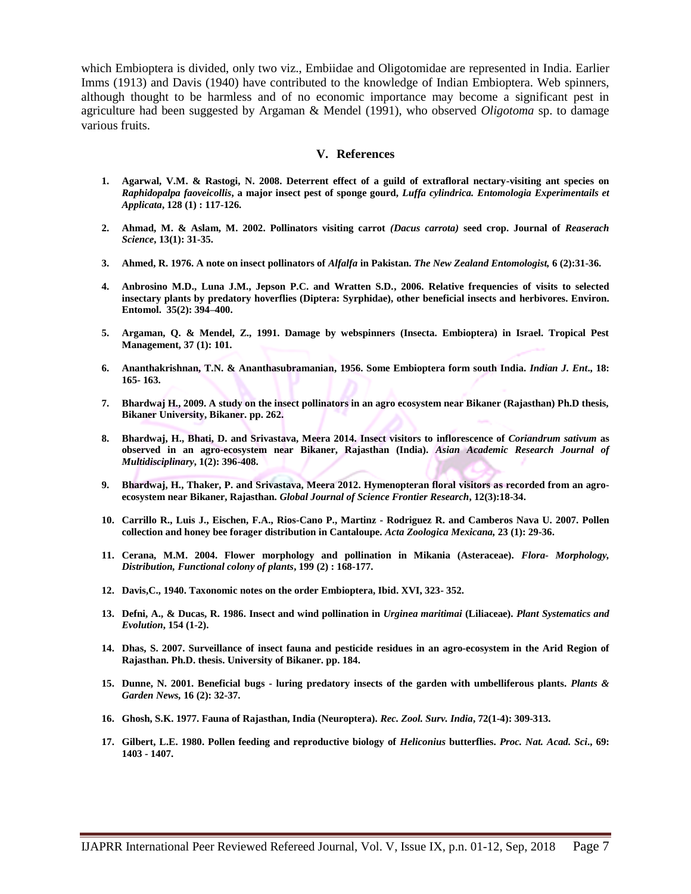which Embioptera is divided, only two viz., Embiidae and Oligotomidae are represented in India. Earlier Imms (1913) and Davis (1940) have contributed to the knowledge of Indian Embioptera. Web spinners, although thought to be harmless and of no economic importance may become a significant pest in agriculture had been suggested by Argaman & Mendel (1991), who observed *Oligotoma* sp. to damage various fruits.

## V. References

1. **Agarwal, V.M. & Rastogi, N. 2008. Deterrent effect of a guild of extrafloral nectary-visiting ant species on *Raphidopalpa faoveicollis*, a major insect pest of sponge gourd, *Luffa cylindrica. Entomologia Experimentails et Applicata*, 128 (1) : 117-126.**

2. **Ahmad, M. & Aslam, M. 2002. Pollinators visiting carrot *(Dacus carrota)* seed crop. Journal of *Reaserach Science*, 13(1): 31-35.**

3. **Ahmed, R. 1976. A note on insect pollinators of *Alfalfa* in Pakistan. *The New Zealand Entomologist,* 6 (2):31-36.**

4. **Anbrosino M.D., Luna J.M., Jepson P.C. and Wratten S.D., 2006. Relative frequencies of visits to selected insectary plants by predatory hoverflies (Diptera: Syrphidae), other beneficial insects and herbivores. Environ. Entomol. 35(2): 394–400.**

5. **Argaman, Q. & Mendel, Z., 1991. Damage by webspinners (Insecta. Embioptera) in Israel. Tropical Pest Management, 37 (1): 101.**

6. **Ananthakrishnan, T.N. & Ananthasubramanian, 1956. Some Embioptera form south India. *Indian J. Ent*., 18: 165- 163.**

7. **Bhardwaj H., 2009. A study on the insect pollinators in an agro ecosystem near Bikaner (Rajasthan) Ph.D thesis, Bikaner University, Bikaner. pp. 262.**

8. **Bhardwaj, H., Bhati, D. and Srivastava, Meera 2014. Insect visitors to inflorescence of *Coriandrum sativum* as observed in an agro-ecosystem near Bikaner, Rajasthan (India). *Asian Academic Research Journal of Multidisciplinary*, 1(2): 396-408.**

9. **Bhardwaj, H., Thaker, P. and Srivastava, Meera 2012. Hymenopteran floral visitors as recorded from an agro-ecosystem near Bikaner, Rajasthan. *Global Journal of Science Frontier Research*, 12(3):18-34.**

10. **Carrillo R., Luis J., Eischen, F.A., Rios-Cano P., Martinz - Rodriguez R. and Camberos Nava U. 2007. Pollen collection and honey bee forager distribution in Cantaloupe. *Acta Zoologica Mexicana,* 23 (1): 29-36.**

11. **Cerana, M.M. 2004. Flower morphology and pollination in Mikania (Asteraceae). *Flora- Morphology, Distribution, Functional colony of plants*, 199 (2) : 168-177.**

12. **Davis,C., 1940. Taxonomic notes on the order Embioptera, Ibid. XVI, 323- 352.**

13. **Defni, A., & Ducas, R. 1986. Insect and wind pollination in *Urginea maritimai* (Liliaceae). *Plant Systematics and Evolution*, 154 (1-2).**

14. **Dhas, S. 2007. Surveillance of insect fauna and pesticide residues in an agro-ecosystem in the Arid Region of Rajasthan. Ph.D. thesis. University of Bikaner. pp. 184.**

15. **Dunne, N. 2001. Beneficial bugs - luring predatory insects of the garden with umbelliferous plants. *Plants & Garden News,* 16 (2): 32-37.**

16. **Ghosh, S.K. 1977. Fauna of Rajasthan, India (Neuroptera). *Rec. Zool. Surv. India*, 72(1-4): 309-313.**

17. **Gilbert, L.E. 1980. Pollen feeding and reproductive biology of *Heliconius* butterflies. *Proc. Nat. Acad. Sci*., 69: 1403 - 1407.**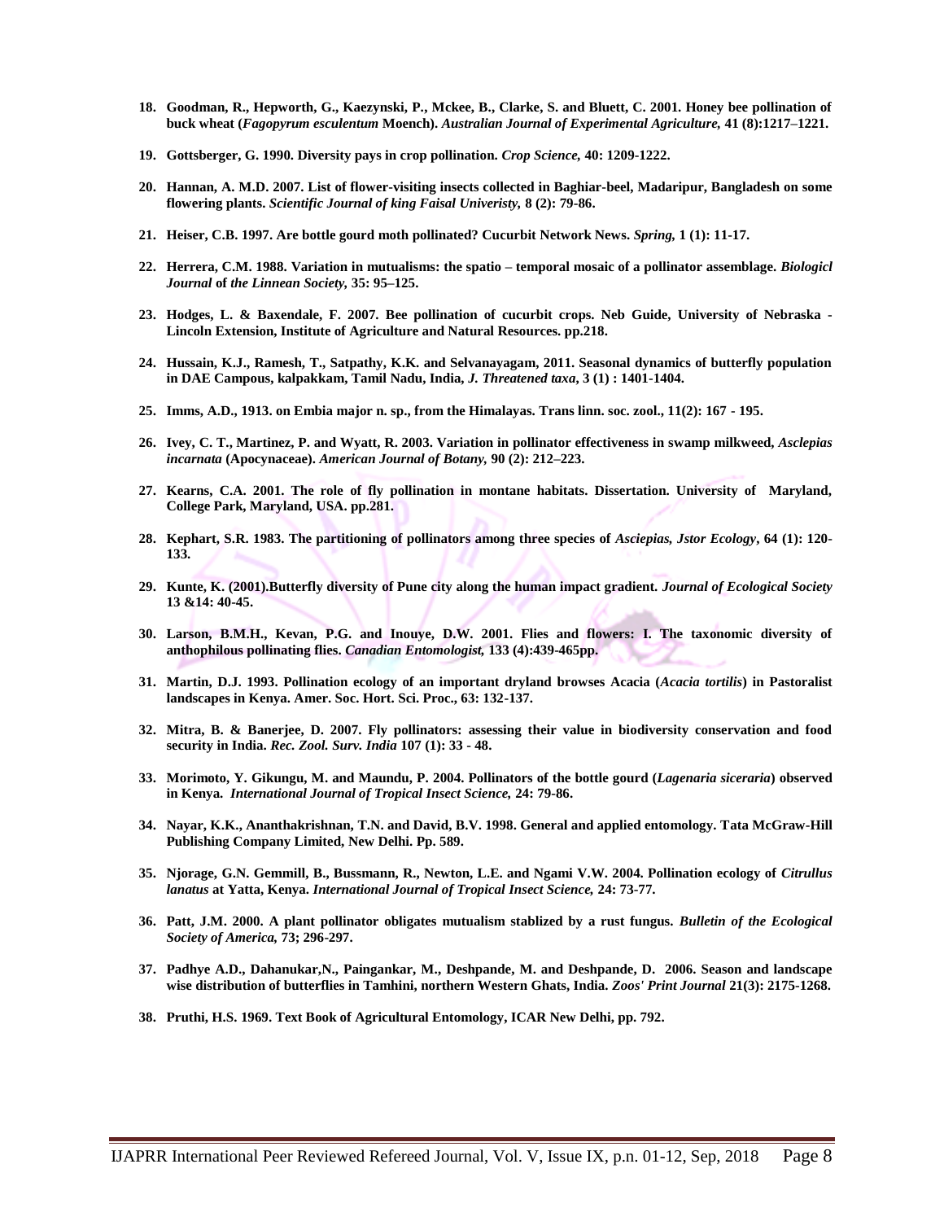18. **Goodman, R., Hepworth, G., Kaezynski, P., Mckee, B., Clarke, S. and Bluett, C. 2001. Honey bee pollination of buck wheat (*Fagopyrum esculentum* Moench). *Australian Journal of Experimental Agriculture,* 41 (8):1217–1221.**

19. **Gottsberger, G. 1990. Diversity pays in crop pollination. *Crop Science,* 40: 1209-1222.**

20. **Hannan, A. M.D. 2007. List of flower-visiting insects collected in Baghiar-beel, Madaripur, Bangladesh on some flowering plants. *Scientific Journal of king Faisal Univeristy,* 8 (2): 79-86.**

21. **Heiser, C.B. 1997. Are bottle gourd moth pollinated? Cucurbit Network News. *Spring,* 1 (1): 11-17.**

22. **Herrera, C.M. 1988. Variation in mutualisms: the spatio – temporal mosaic of a pollinator assemblage. *Biologicl Journal* of *the Linnean Society,* 35: 95–125.**

23. **Hodges, L. & Baxendale, F. 2007. Bee pollination of cucurbit crops. Neb Guide, University of Nebraska - Lincoln Extension, Institute of Agriculture and Natural Resources. pp.218.**

24. **Hussain, K.J., Ramesh, T., Satpathy, K.K. and Selvanayagam, 2011. Seasonal dynamics of butterfly population in DAE Campous, kalpakkam, Tamil Nadu, India, *J. Threatened taxa*, 3 (1) : 1401-1404.**

25. **Imms, A.D., 1913. on Embia major n. sp., from the Himalayas. Trans linn. soc. zool., 11(2): 167 - 195.**

26. **Ivey, C. T., Martinez, P. and Wyatt, R. 2003. Variation in pollinator effectiveness in swamp milkweed, *Asclepias incarnata* (Apocynaceae). *American Journal of Botany,* 90 (2): 212–223.**

27. **Kearns, C.A. 2001. The role of fly pollination in montane habitats. Dissertation. University of Maryland, College Park, Maryland, USA. pp.281.**

28. **Kephart, S.R. 1983. The partitioning of pollinators among three species of *Asciepias, Jstor Ecology*, 64 (1): 120-133.**

29. **Kunte, K. (2001).Butterfly diversity of Pune city along the human impact gradient. *Journal of Ecological Society* 13 &14: 40-45.**

30. **Larson, B.M.H., Kevan, P.G. and Inouye, D.W. 2001. Flies and flowers: I. The taxonomic diversity of anthophilous pollinating flies. *Canadian Entomologist,* 133 (4):439-465pp.**

31. **Martin, D.J. 1993. Pollination ecology of an important dryland browses Acacia (*Acacia tortilis*) in Pastoralist landscapes in Kenya. Amer. Soc. Hort. Sci. Proc., 63: 132-137.**

32. **Mitra, B. & Banerjee, D. 2007. Fly pollinators: assessing their value in biodiversity conservation and food security in India. *Rec. Zool. Surv. India* 107 (1): 33 - 48.**

33. **Morimoto, Y. Gikungu, M. and Maundu, P. 2004. Pollinators of the bottle gourd (*Lagenaria siceraria*) observed in Kenya. *International Journal of Tropical Insect Science,* 24: 79-86.**

34. **Nayar, K.K., Ananthakrishnan, T.N. and David, B.V. 1998. General and applied entomology. Tata McGraw-Hill Publishing Company Limited, New Delhi. Pp. 589.**

35. **Njorage, G.N. Gemmill, B., Bussmann, R., Newton, L.E. and Ngami V.W. 2004. Pollination ecology of *Citrullus lanatus* at Yatta, Kenya. *International Journal of Tropical Insect Science,* 24: 73-77.**

36. **Patt, J.M. 2000. A plant pollinator obligates mutualism stablized by a rust fungus. *Bulletin of the Ecological Society of America,* 73; 296-297.**

37. **Padhye A.D., Dahanukar,N., Paingankar, M., Deshpande, M. and Deshpande, D. 2006. Season and landscape wise distribution of butterflies in Tamhini, northern Western Ghats, India. *Zoos' Print Journal* 21(3): 2175-1268.**

38. **Pruthi, H.S. 1969. Text Book of Agricultural Entomology, ICAR New Delhi, pp. 792.**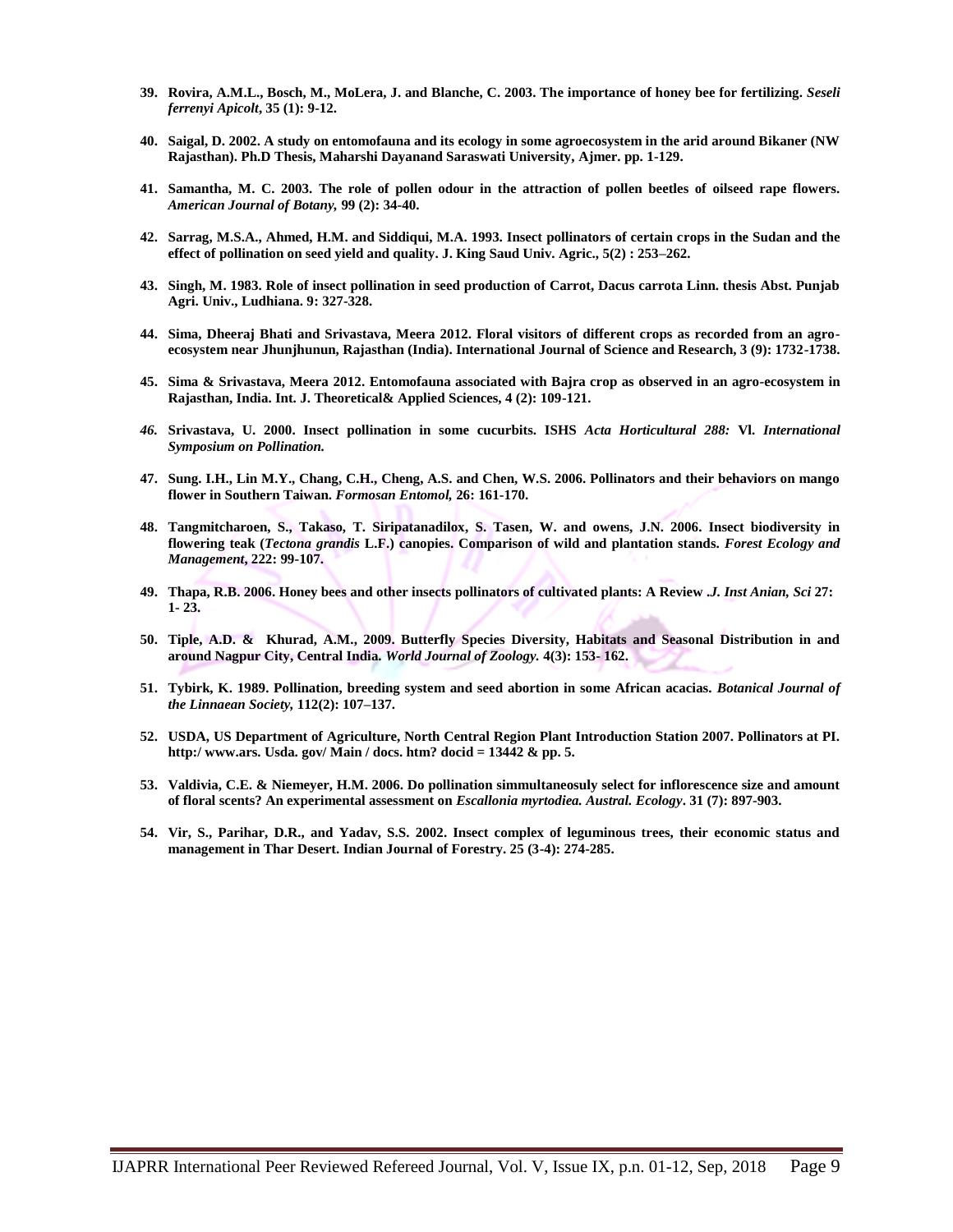39. **Rovira, A.M.L., Bosch, M., MoLera, J. and Blanche, C. 2003. The importance of honey bee for fertilizing. *Seseli ferrenyi Apicolt*, 35 (1): 9-12.**

40. **Saigal, D. 2002. A study on entomofauna and its ecology in some agroecosystem in the arid around Bikaner (NW Rajasthan). Ph.D Thesis, Maharshi Dayanand Saraswati University, Ajmer. pp. 1-129.**

41. **Samantha, M. C. 2003. The role of pollen odour in the attraction of pollen beetles of oilseed rape flowers. *American Journal of Botany,* 99 (2): 34-40.**

42. **Sarrag, M.S.A., Ahmed, H.M. and Siddiqui, M.A. 1993. Insect pollinators of certain crops in the Sudan and the effect of pollination on seed yield and quality. J. King Saud Univ. Agric., 5(2) : 253–262.**

43. **Singh, M. 1983. Role of insect pollination in seed production of Carrot, Dacus carrota Linn. thesis Abst. Punjab Agri. Univ., Ludhiana. 9: 327-328.**

44. **Sima, Dheeraj Bhati and Srivastava, Meera 2012. Floral visitors of different crops as recorded from an agro-ecosystem near Jhunjhunun, Rajasthan (India). International Journal of Science and Research, 3 (9): 1732-1738.**

45. **Sima & Srivastava, Meera 2012. Entomofauna associated with Bajra crop as observed in an agro-ecosystem in Rajasthan, India. Int. J. Theoretical& Applied Sciences, 4 (2): 109-121.**

46. **Srivastava, U. 2000. Insect pollination in some cucurbits. ISHS *Acta Horticultural 288:* Vl. *International Symposium on Pollination.***

47. **Sung. I.H., Lin M.Y., Chang, C.H., Cheng, A.S. and Chen, W.S. 2006. Pollinators and their behaviors on mango flower in Southern Taiwan. *Formosan Entomol,* 26: 161-170.**

48. **Tangmitcharoen, S., Takaso, T. Siripatanadilox, S. Tasen, W. and owens, J.N. 2006. Insect biodiversity in flowering teak (*Tectona grandis* L.F.) canopies. Comparison of wild and plantation stands. *Forest Ecology and Management*, 222: 99-107.**

49. **Thapa, R.B. 2006. Honey bees and other insects pollinators of cultivated plants: A Review .*J. Inst Anian, Sci* 27: 1- 23.**

50. **Tiple, A.D. & Khurad, A.M., 2009. Butterfly Species Diversity, Habitats and Seasonal Distribution in and around Nagpur City, Central India. *World Journal of Zoology.* 4(3): 153- 162.**

51. **Tybirk, K. 1989. Pollination, breeding system and seed abortion in some African acacias. *Botanical Journal of the Linnaean Society,* 112(2): 107–137.**

52. **USDA, US Department of Agriculture, North Central Region Plant Introduction Station 2007. Pollinators at PI. http:/ www.ars. Usda. gov/ Main / docs. htm? docid = 13442 & pp. 5.**

53. **Valdivia, C.E. & Niemeyer, H.M. 2006. Do pollination simmultaneosuly select for inflorescence size and amount of floral scents? An experimental assessment on *Escallonia myrtodiea. Austral. Ecology*. 31 (7): 897-903.**

54. **Vir, S., Parihar, D.R., and Yadav, S.S. 2002. Insect complex of leguminous trees, their economic status and management in Thar Desert. Indian Journal of Forestry. 25 (3-4): 274-285.**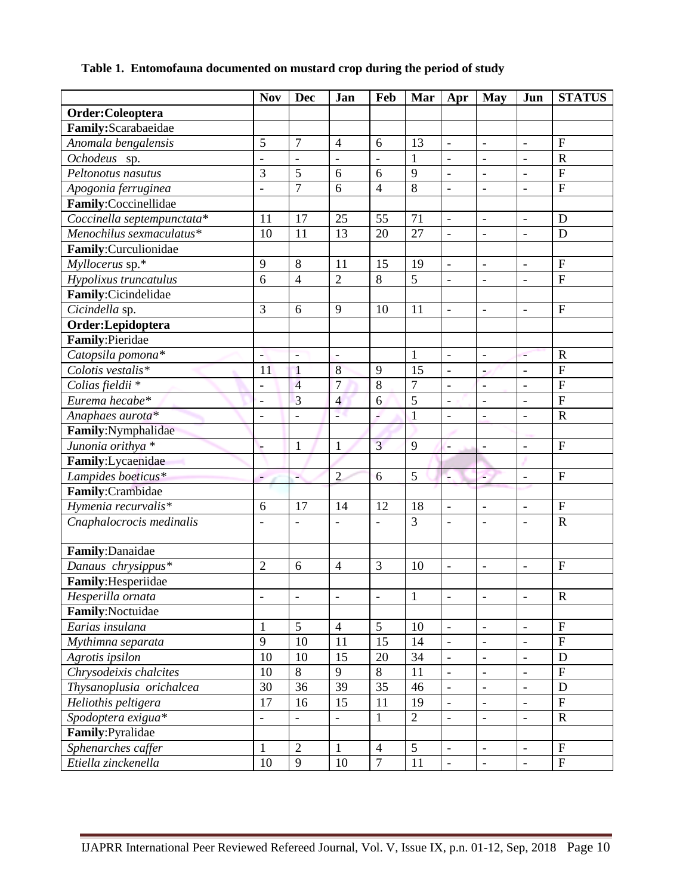**Table 1. Entomofauna documented on mustard crop during the period of study**

| | Nov | Dec | Jan | Feb | Mar | Apr | May | Jun | STATUS |
|---|---|---|---|---|---|---|---|---|---|
| **Order:Coleoptera** | | | | | | | | | |
| **Family:**Scarabaeidae | | | | | | | | | |
| *Anomala bengalensis* | 5 | 7 | 4 | 6 | 13 | - | - | - | F |
| *Ochodeus* sp. | - | - | - | - | 1 | - | - | - | R |
| *Peltonotus nasutus* | 3 | 5 | 6 | 6 | 9 | - | - | - | F |
| *Apogonia ferruginea* | - | 7 | 6 | 4 | 8 | - | - | - | F |
| **Family**:Coccinellidae | | | | | | | | | |
| *Coccinella septempunctata** | 11 | 17 | 25 | 55 | 71 | - | - | - | D |
| *Menochilus sexmaculatus** | 10 | 11 | 13 | 20 | 27 | - | - | - | D |
| **Family**:Curculionidae | | | | | | | | | |
| *Myllocerus* sp.* | 9 | 8 | 11 | 15 | 19 | - | - | - | F |
| *Hypolixus truncatulus* | 6 | 4 | 2 | 8 | 5 | - | - | - | F |
| **Family**:Cicindelidae | | | | | | | | | |
| *Cicindella* sp. | 3 | 6 | 9 | 10 | 11 | - | - | - | F |
| **Order:Lepidoptera** | | | | | | | | | |
| **Family**:Pieridae | | | | | | | | | |
| *Catopsila pomona** | - | - | - | | 1 | - | - | - | R |
| *Colotis vestalis** | 11 | 1 | 8 | 9 | 15 | - | - | - | F |
| *Colias fieldii* * | - | 4 | 7 | 8 | 7 | - | - | - | F |
| *Eurema hecabe** | - | 3 | 4 | 6 | 5 | - | - | - | F |
| *Anaphaes aurota** | - | - | - | - | 1 | - | - | - | R |
| **Family**:Nymphalidae | | | | | | | | | |
| *Junonia orithya* * | - | 1 | 1 | 3 | 9 | - | - | - | F |
| **Family**:Lycaenidae | | | | | | | | | |
| *Lampides boeticus** | - | - | 2 | 6 | 5 | - | - | - | F |
| **Family**:Crambidae | | | | | | | | | |
| *Hymenia recurvalis** | 6 | 17 | 14 | 12 | 18 | - | - | - | F |
| *Cnaphalocrocis medinalis* | - | - | - | - | 3 | - | - | - | R |
| **Family**:Danaidae | | | | | | | | | |
| *Danaus chrysippus** | 2 | 6 | 4 | 3 | 10 | - | - | - | F |
| **Family**:Hesperiidae | | | | | | | | | |
| *Hesperilla ornata* | - | - | - | - | 1 | - | - | - | R |
| **Family**:Noctuidae | | | | | | | | | |
| *Earias insulana* | 1 | 5 | 4 | 5 | 10 | - | - | - | F |
| *Mythimna separata* | 9 | 10 | 11 | 15 | 14 | - | - | - | F |
| *Agrotis ipsilon* | 10 | 10 | 15 | 20 | 34 | - | - | - | D |
| *Chrysodeixis chalcites* | 10 | 8 | 9 | 8 | 11 | - | - | - | F |
| *Thysanoplusia orichalcea* | 30 | 36 | 39 | 35 | 46 | - | - | - | D |
| *Heliothis peltigera* | 17 | 16 | 15 | 11 | 19 | - | - | - | F |
| *Spodoptera exigua** | - | - | - | 1 | 2 | - | - | - | R |
| **Family**:Pyralidae | | | | | | | | | |
| *Sphenarches caffer* | 1 | 2 | 1 | 4 | 5 | - | - | - | F |
| *Etiella zinckenella* | 10 | 9 | 10 | 7 | 11 | - | - | - | F |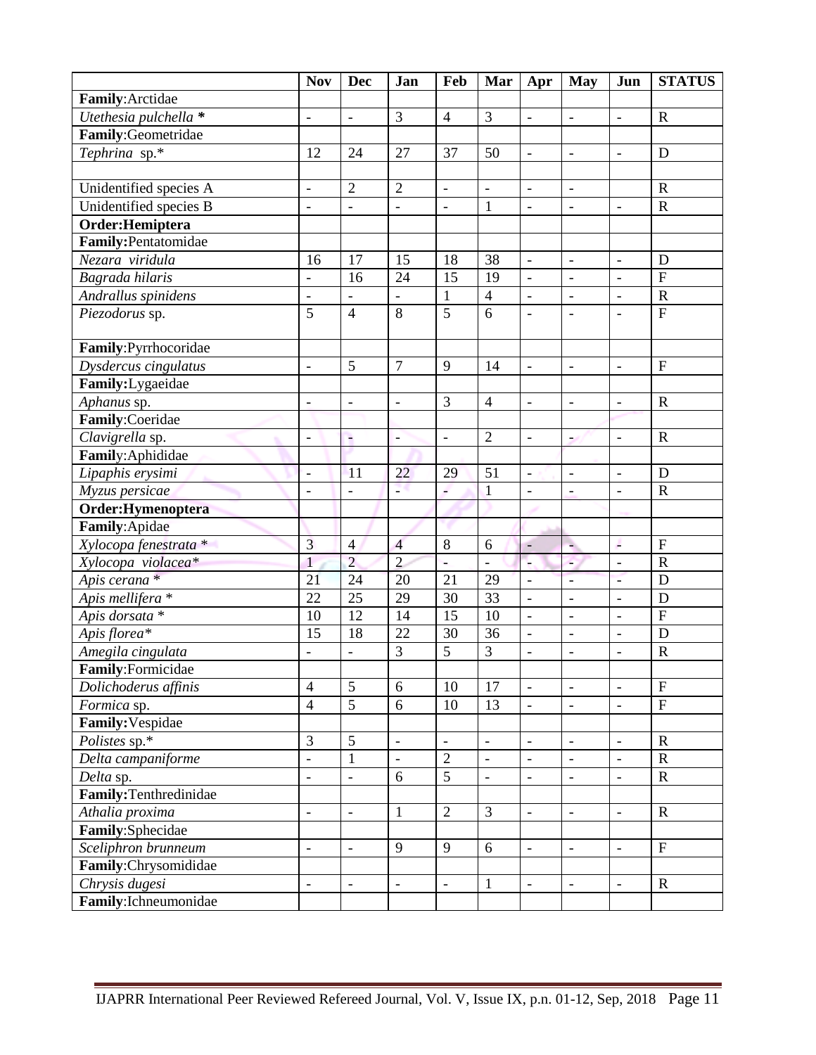| | Nov | Dec | Jan | Feb | Mar | Apr | May | Jun | STATUS |
|---|---|---|---|---|---|---|---|---|---|
| **Family**:Arctidae | | | | | | | | | |
| *Utethesia pulchella* * | - | - | 3 | 4 | 3 | - | - | - | R |
| **Family**:Geometridae | | | | | | | | | |
| *Tephrina* sp.* | 12 | 24 | 27 | 37 | 50 | - | - | - | D |
| | | | | | | | | | |
| Unidentified species A | - | 2 | 2 | - | - | - | - | | R |
| Unidentified species B | - | - | - | - | 1 | - | - | - | R |
| **Order:Hemiptera** | | | | | | | | | |
| **Family:**Pentatomidae | | | | | | | | | |
| *Nezara viridula* | 16 | 17 | 15 | 18 | 38 | - | - | - | D |
| *Bagrada hilaris* | - | 16 | 24 | 15 | 19 | - | - | - | F |
| *Andrallus spinidens* | - | - | - | 1 | 4 | - | - | - | R |
| *Piezodorus* sp. | 5 | 4 | 8 | 5 | 6 | - | - | - | F |
| **Family**:Pyrrhocoridae | | | | | | | | | |
| *Dysdercus cingulatus* | - | 5 | 7 | 9 | 14 | - | - | - | F |
| **Family:**Lygaeidae | | | | | | | | | |
| *Aphanus* sp. | - | - | - | 3 | 4 | - | - | - | R |
| **Family**:Coeridae | | | | | | | | | |
| *Clavigrella* sp. | - | - | - | - | 2 | - | - | - | R |
| **Family**:Aphididae | | | | | | | | | |
| *Lipaphis erysimi* | - | 11 | 22 | 29 | 51 | - | - | - | D |
| *Myzus persicae* | - | - | - | - | 1 | - | - | - | R |
| **Order:Hymenoptera** | | | | | | | | | |
| **Family**:Apidae | | | | | | | | | |
| *Xylocopa fenestrata* * | 3 | 4 | 4 | 8 | 6 | - | - | - | F |
| *Xylocopa violacea** | 1 | 2 | 2 | - | - | - | - | - | R |
| *Apis cerana* * | 21 | 24 | 20 | 21 | 29 | - | - | - | D |
| *Apis mellifera* * | 22 | 25 | 29 | 30 | 33 | - | - | - | D |
| *Apis dorsata* * | 10 | 12 | 14 | 15 | 10 | - | - | - | F |
| *Apis florea** | 15 | 18 | 22 | 30 | 36 | - | - | - | D |
| *Amegila cingulata* | - | - | 3 | 5 | 3 | - | - | - | R |
| **Family**:Formicidae | | | | | | | | | |
| *Dolichoderus affinis* | 4 | 5 | 6 | 10 | 17 | - | - | - | F |
| *Formica* sp. | 4 | 5 | 6 | 10 | 13 | - | - | - | F |
| **Family:**Vespidae | | | | | | | | | |
| *Polistes* sp.* | 3 | 5 | - | - | - | - | - | - | R |
| *Delta campaniforme* | - | 1 | - | 2 | - | - | - | - | R |
| *Delta* sp. | - | - | 6 | 5 | - | - | - | - | R |
| **Family:**Tenthredinidae | | | | | | | | | |
| *Athalia proxima* | - | - | 1 | 2 | 3 | - | - | - | R |
| **Family**:Sphecidae | | | | | | | | | |
| *Sceliphron brunneum* | - | - | 9 | 9 | 6 | - | - | - | F |
| **Family**:Chrysomididae | | | | | | | | | |
| *Chrysis dugesi* | - | - | - | - | 1 | - | - | - | R |
| **Family**:Ichneumonidae | | | | | | | | | |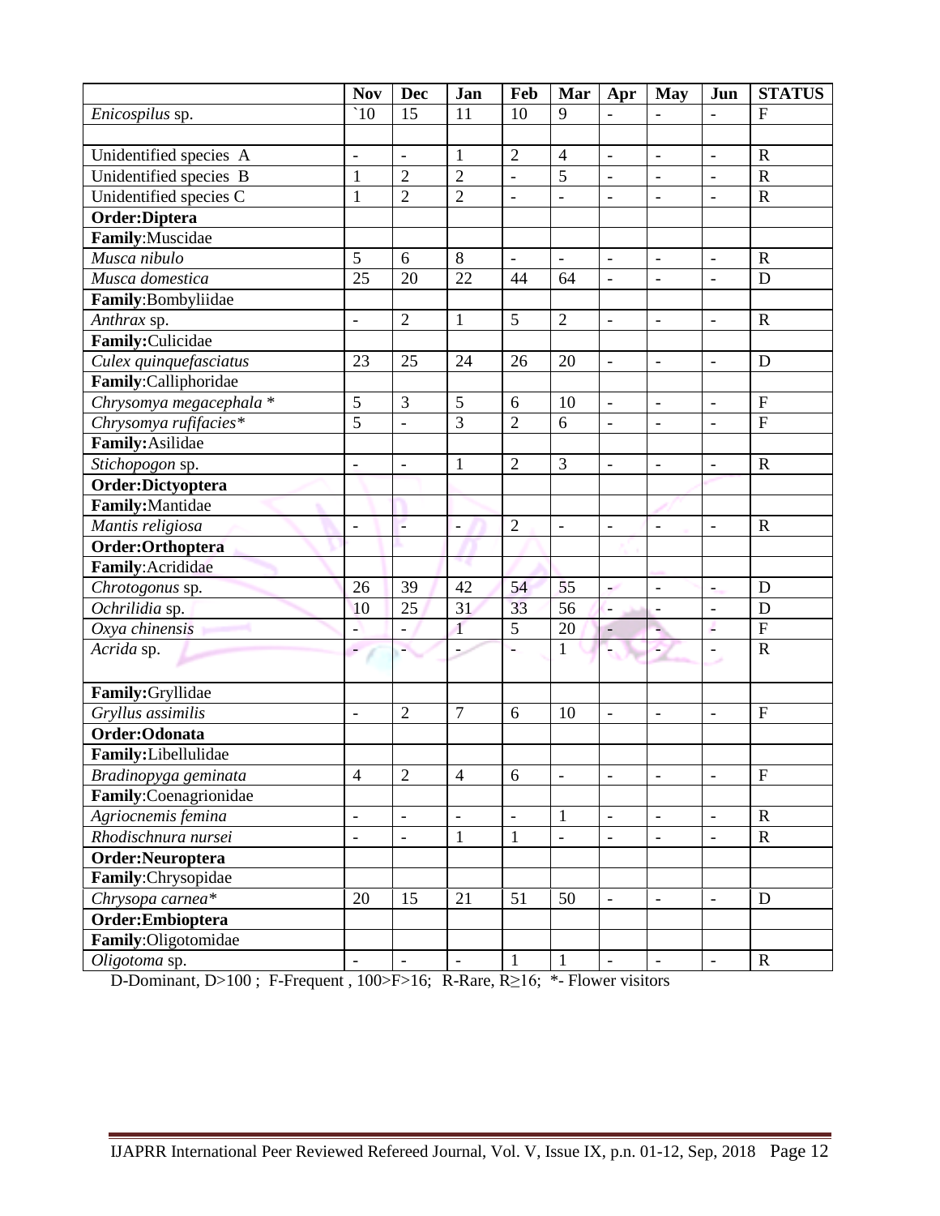| | Nov | Dec | Jan | Feb | Mar | Apr | May | Jun | STATUS |
|---|---|---|---|---|---|---|---|---|---|
| *Enicospilus* sp. | `10 | 15 | 11 | 10 | 9 | - | - | - | F |
| | | | | | | | | | |
| Unidentified species A | - | - | 1 | 2 | 4 | - | - | - | R |
| Unidentified species B | 1 | 2 | 2 | - | 5 | - | - | - | R |
| Unidentified species C | 1 | 2 | 2 | - | - | - | - | - | R |
| **Order:Diptera** | | | | | | | | | |
| **Family**:Muscidae | | | | | | | | | |
| *Musca nibulo* | 5 | 6 | 8 | - | - | - | - | - | R |
| *Musca domestica* | 25 | 20 | 22 | 44 | 64 | - | - | - | D |
| **Family**:Bombyliidae | | | | | | | | | |
| *Anthrax* sp. | - | 2 | 1 | 5 | 2 | - | - | - | R |
| **Family:**Culicidae | | | | | | | | | |
| *Culex quinquefasciatus* | 23 | 25 | 24 | 26 | 20 | - | - | - | D |
| **Family**:Calliphoridae | | | | | | | | | |
| *Chrysomya megacephala* * | 5 | 3 | 5 | 6 | 10 | - | - | - | F |
| *Chrysomya rufifacies** | 5 | - | 3 | 2 | 6 | - | - | - | F |
| **Family:**Asilidae | | | | | | | | | |
| *Stichopogon* sp. | - | - | 1 | 2 | 3 | - | - | - | R |
| **Order:Dictyoptera** | | | | | | | | | |
| **Family:**Mantidae | | | | | | | | | |
| *Mantis religiosa* | - | - | - | 2 | - | - | - | - | R |
| **Order:Orthoptera** | | | | | | | | | |
| **Family**:Acrididae | | | | | | | | | |
| *Chrotogonus* sp. | 26 | 39 | 42 | 54 | 55 | - | - | - | D |
| *Ochrilidia* sp. | 10 | 25 | 31 | 33 | 56 | - | - | - | D |
| *Oxya chinensis* | - | - | 1 | 5 | 20 | - | - | - | F |
| *Acrida* sp. | - | - | - | - | 1 | - | - | - | R |
| **Family:**Gryllidae | | | | | | | | | |
| *Gryllus assimilis* | - | 2 | 7 | 6 | 10 | - | - | - | F |
| **Order:Odonata** | | | | | | | | | |
| **Family:**Libellulidae | | | | | | | | | |
| *Bradinopyga geminata* | 4 | 2 | 4 | 6 | - | - | - | - | F |
| **Family**:Coenagrionidae | | | | | | | | | |
| *Agriocnemis femina* | - | - | - | - | 1 | - | - | - | R |
| *Rhodischnura nursei* | - | - | 1 | 1 | - | - | - | - | R |
| **Order:Neuroptera** | | | | | | | | | |
| **Family**:Chrysopidae | | | | | | | | | |
| *Chrysopa carnea** | 20 | 15 | 21 | 51 | 50 | - | - | - | D |
| **Order:Embioptera** | | | | | | | | | |
| **Family**:Oligotomidae | | | | | | | | | |
| *Oligotoma* sp. | - | - | - | 1 | 1 | - | - | - | R |

D-Dominant, D>100 ; F-Frequent , 100>F>16; R-Rare, R≥16; *- Flower visitors